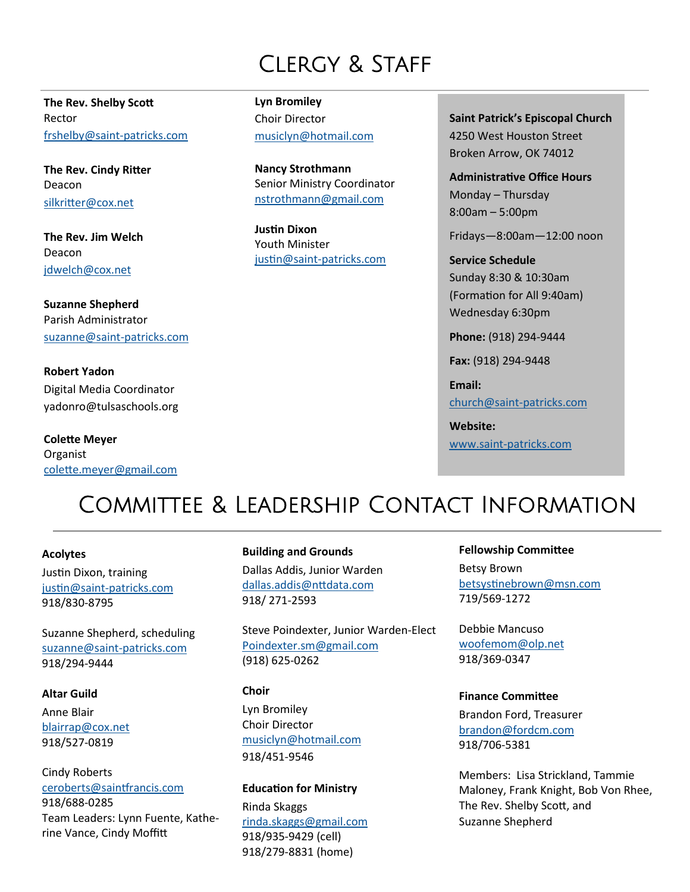# Clergy & Staff

**The Rev. Shelby Scott**
Rector
frshelby@saint-patricks.com

**The Rev. Cindy Ritter**
Deacon
silkritter@cox.net

**The Rev. Jim Welch**
Deacon
jdwelch@cox.net

**Suzanne Shepherd**
Parish Administrator
suzanne@saint-patricks.com

**Robert Yadon**
Digital Media Coordinator
yadonro@tulsaschools.org

**Colette Meyer**
Organist
colette.meyer@gmail.com

**Lyn Bromiley**
Choir Director
musiclyn@hotmail.com

**Nancy Strothmann**
Senior Ministry Coordinator
nstrothmann@gmail.com

**Justin Dixon**
Youth Minister
justin@saint-patricks.com

**Saint Patrick's Episcopal Church**
4250 West Houston Street
Broken Arrow, OK 74012

**Administrative Office Hours**
Monday – Thursday
8:00am – 5:00pm

Fridays—8:00am—12:00 noon

**Service Schedule**
Sunday 8:30 & 10:30am
(Formation for All 9:40am)
Wednesday 6:30pm

**Phone:** (918) 294-9444

**Fax:** (918) 294-9448

**Email:**
church@saint-patricks.com

**Website:**
www.saint-patricks.com

# Committee & Leadership Contact Information

**Acolytes**

Justin Dixon, training
justin@saint-patricks.com
918/830-8795

Suzanne Shepherd, scheduling
suzanne@saint-patricks.com
918/294-9444

**Altar Guild**

Anne Blair
blairrap@cox.net
918/527-0819

Cindy Roberts
ceroberts@saintfrancis.com
918/688-0285
Team Leaders: Lynn Fuente, Katherine Vance, Cindy Moffitt

**Building and Grounds**

Dallas Addis, Junior Warden
dallas.addis@nttdata.com
918/ 271-2593

Steve Poindexter, Junior Warden-Elect
Poindexter.sm@gmail.com
(918) 625-0262

**Choir**

Lyn Bromiley
Choir Director
musiclyn@hotmail.com
918/451-9546

**Education for Ministry**

Rinda Skaggs
rinda.skaggs@gmail.com
918/935-9429 (cell)
918/279-8831 (home)

**Fellowship Committee**

Betsy Brown
betsystinebrown@msn.com
719/569-1272

Debbie Mancuso
woofemom@olp.net
918/369-0347

**Finance Committee**

Brandon Ford, Treasurer
brandon@fordcm.com
918/706-5381

Members: Lisa Strickland, Tammie Maloney, Frank Knight, Bob Von Rhee, The Rev. Shelby Scott, and Suzanne Shepherd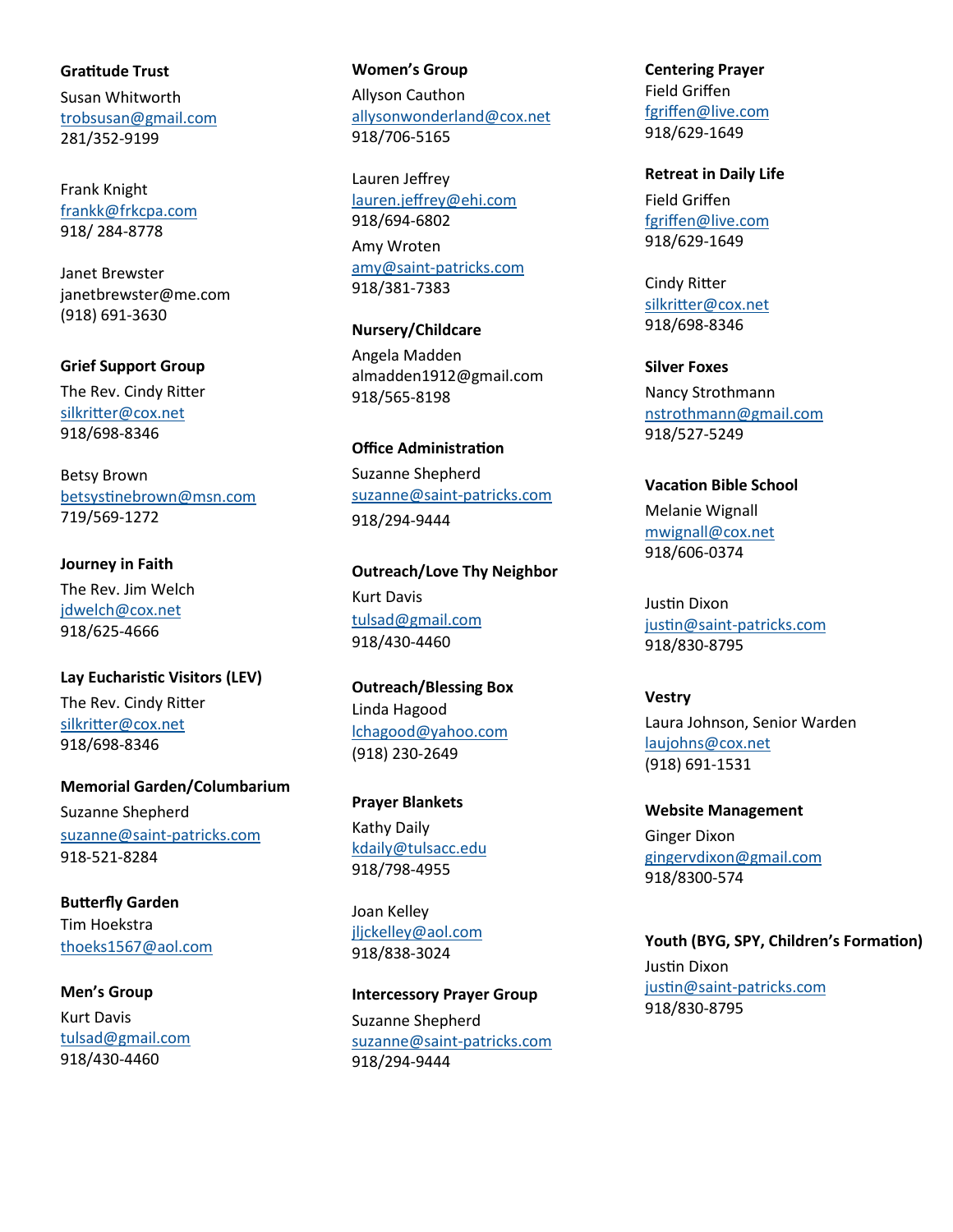**Gratitude Trust**

Susan Whitworth
trobsusan@gmail.com
281/352-9199

Frank Knight
frankk@frkcpa.com
918/ 284-8778

Janet Brewster
janetbrewster@me.com
(918) 691-3630

**Grief Support Group**

The Rev. Cindy Ritter
silkritter@cox.net
918/698-8346

Betsy Brown
betsystinebrown@msn.com
719/569-1272

**Journey in Faith**

The Rev. Jim Welch
jdwelch@cox.net
918/625-4666

**Lay Eucharistic Visitors (LEV)**

The Rev. Cindy Ritter
silkritter@cox.net
918/698-8346

**Memorial Garden/Columbarium**

Suzanne Shepherd
suzanne@saint-patricks.com
918-521-8284

**Butterfly Garden**

Tim Hoekstra
thoeks1567@aol.com

**Men's Group**

Kurt Davis
tulsad@gmail.com
918/430-4460

**Women's Group**

Allyson Cauthon
allysonwonderland@cox.net
918/706-5165

Lauren Jeffrey
lauren.jeffrey@ehi.com
918/694-6802

Amy Wroten
amy@saint-patricks.com
918/381-7383

**Nursery/Childcare**

Angela Madden
almadden1912@gmail.com
918/565-8198

**Office Administration**

Suzanne Shepherd
suzanne@saint-patricks.com
918/294-9444

**Outreach/Love Thy Neighbor**

Kurt Davis
tulsad@gmail.com
918/430-4460

**Outreach/Blessing Box**

Linda Hagood
lchagood@yahoo.com
(918) 230-2649

**Prayer Blankets**

Kathy Daily
kdaily@tulsacc.edu
918/798-4955

Joan Kelley
jljckelley@aol.com
918/838-3024

**Intercessory Prayer Group**

Suzanne Shepherd
suzanne@saint-patricks.com
918/294-9444

**Centering Prayer**

Field Griffen
fgriffen@live.com
918/629-1649

**Retreat in Daily Life**

Field Griffen
fgriffen@live.com
918/629-1649

Cindy Ritter
silkritter@cox.net
918/698-8346

**Silver Foxes**

Nancy Strothmann
nstrothmann@gmail.com
918/527-5249

**Vacation Bible School**

Melanie Wignall
mwignall@cox.net
918/606-0374

Justin Dixon
justin@saint-patricks.com
918/830-8795

**Vestry**

Laura Johnson, Senior Warden
laujohns@cox.net
(918) 691-1531

**Website Management**

Ginger Dixon
gingervdixon@gmail.com
918/8300-574

**Youth (BYG, SPY, Children's Formation)**

Justin Dixon
justin@saint-patricks.com
918/830-8795